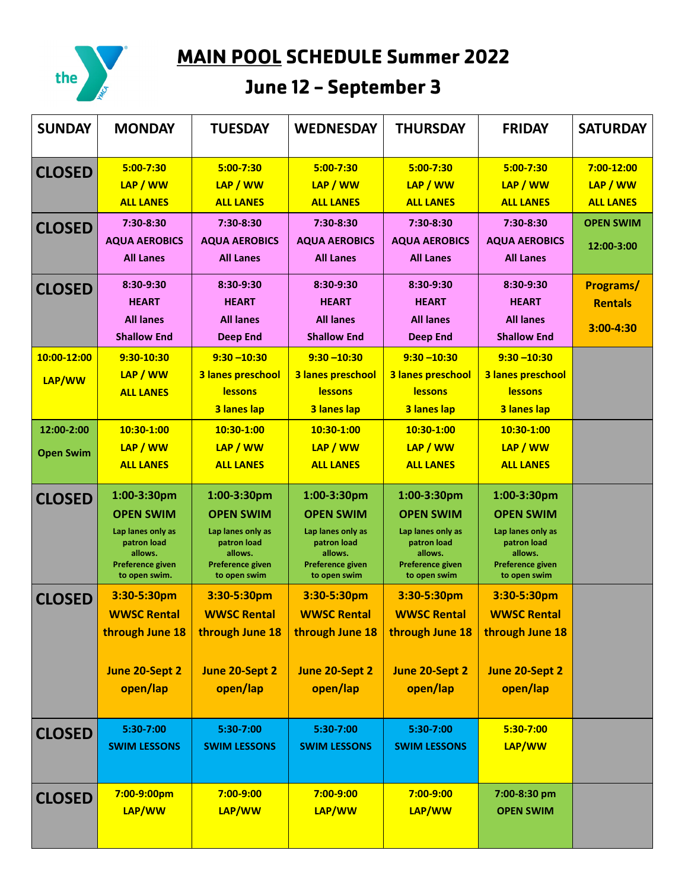# MAIN POOL SCHEDULE Summer 2022

## June 12 – September 3

| SUNDAY | MONDAY | TUESDAY | WEDNESDAY | THURSDAY | FRIDAY | SATURDAY |
|---|---|---|---|---|---|---|
| CLOSED | 5:00-7:30 LAP / WW ALL LANES | 5:00-7:30 LAP / WW ALL LANES | 5:00-7:30 LAP / WW ALL LANES | 5:00-7:30 LAP / WW ALL LANES | 5:00-7:30 LAP / WW ALL LANES | 7:00-12:00 LAP / WW ALL LANES |
| CLOSED | 7:30-8:30 AQUA AEROBICS All Lanes | 7:30-8:30 AQUA AEROBICS All Lanes | 7:30-8:30 AQUA AEROBICS All Lanes | 7:30-8:30 AQUA AEROBICS All Lanes | 7:30-8:30 AQUA AEROBICS All Lanes | OPEN SWIM 12:00-3:00 |
| CLOSED | 8:30-9:30 HEART All lanes Shallow End | 8:30-9:30 HEART All lanes Deep End | 8:30-9:30 HEART All lanes Shallow End | 8:30-9:30 HEART All lanes Deep End | 8:30-9:30 HEART All lanes Shallow End | Programs/ Rentals 3:00-4:30 |
| 10:00-12:00 LAP/WW | 9:30-10:30 LAP / WW ALL LANES | 9:30 –10:30 3 lanes preschool lessons 3 lanes lap | 9:30 –10:30 3 lanes preschool lessons 3 lanes lap | 9:30 –10:30 3 lanes preschool lessons 3 lanes lap | 9:30 –10:30 3 lanes preschool lessons 3 lanes lap | |
| 12:00-2:00 Open Swim | 10:30-1:00 LAP / WW ALL LANES | 10:30-1:00 LAP / WW ALL LANES | 10:30-1:00 LAP / WW ALL LANES | 10:30-1:00 LAP / WW ALL LANES | 10:30-1:00 LAP / WW ALL LANES | |
| CLOSED | 1:00-3:30pm OPEN SWIM Lap lanes only as patron load allows. Preference given to open swim. | 1:00-3:30pm OPEN SWIM Lap lanes only as patron load allows. Preference given to open swim | 1:00-3:30pm OPEN SWIM Lap lanes only as patron load allows. Preference given to open swim | 1:00-3:30pm OPEN SWIM Lap lanes only as patron load allows. Preference given to open swim | 1:00-3:30pm OPEN SWIM Lap lanes only as patron load allows. Preference given to open swim | |
| CLOSED | 3:30-5:30pm WWSC Rental through June 18 June 20-Sept 2 open/lap | 3:30-5:30pm WWSC Rental through June 18 June 20-Sept 2 open/lap | 3:30-5:30pm WWSC Rental through June 18 June 20-Sept 2 open/lap | 3:30-5:30pm WWSC Rental through June 18 June 20-Sept 2 open/lap | 3:30-5:30pm WWSC Rental through June 18 June 20-Sept 2 open/lap | |
| CLOSED | 5:30-7:00 SWIM LESSONS | 5:30-7:00 SWIM LESSONS | 5:30-7:00 SWIM LESSONS | 5:30-7:00 SWIM LESSONS | 5:30-7:00 LAP/WW | |
| CLOSED | 7:00-9:00pm LAP/WW | 7:00-9:00 LAP/WW | 7:00-9:00 LAP/WW | 7:00-9:00 LAP/WW | 7:00-8:30 pm OPEN SWIM | |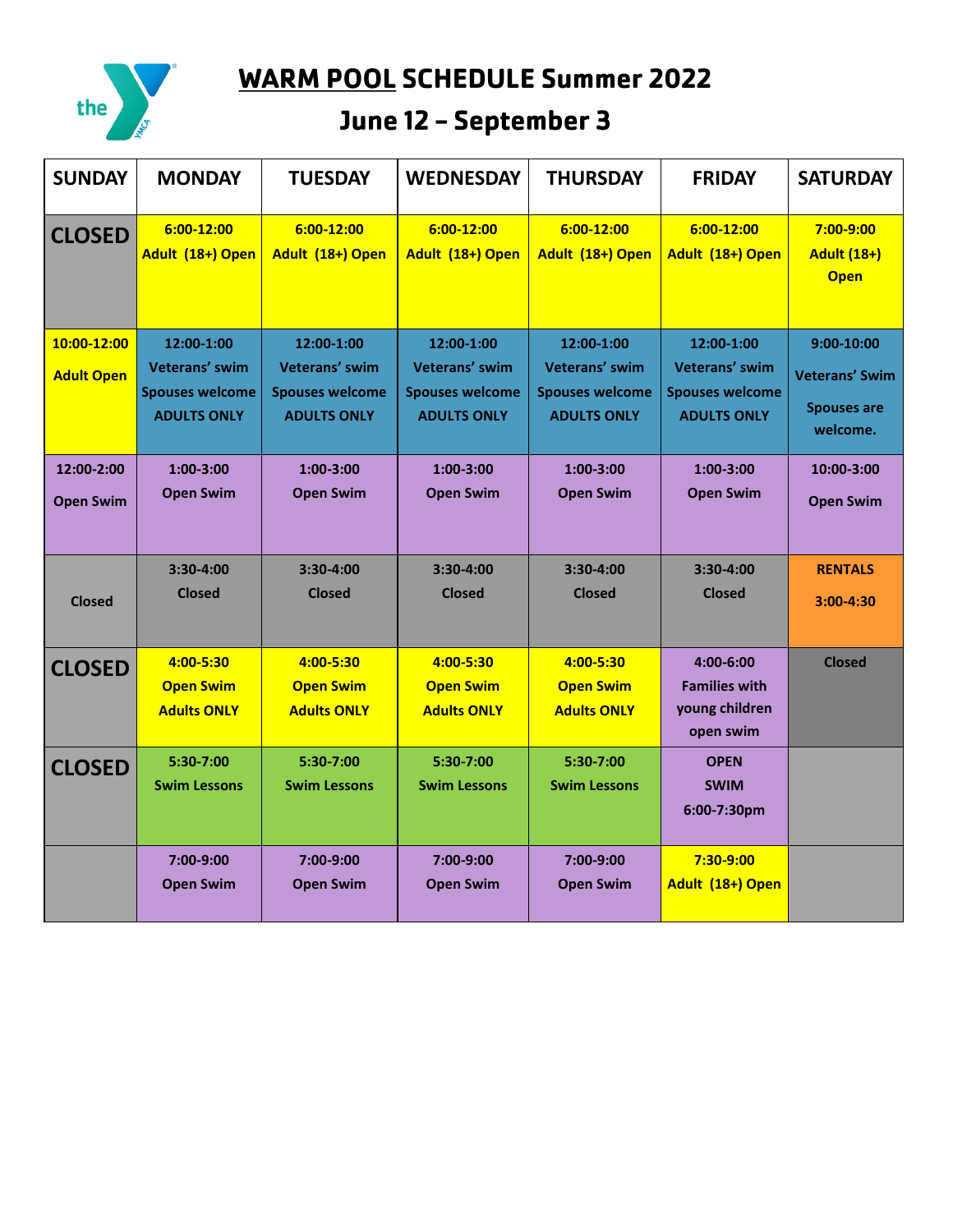# WARM POOL SCHEDULE Summer 2022

## June 12 – September 3

| SUNDAY | MONDAY | TUESDAY | WEDNESDAY | THURSDAY | FRIDAY | SATURDAY |
|---|---|---|---|---|---|---|
| CLOSED | 6:00-12:00 Adult (18+) Open | 6:00-12:00 Adult (18+) Open | 6:00-12:00 Adult (18+) Open | 6:00-12:00 Adult (18+) Open | 6:00-12:00 Adult (18+) Open | 7:00-9:00 Adult (18+) Open |
| 10:00-12:00 Adult Open | 12:00-1:00 Veterans' swim Spouses welcome ADULTS ONLY | 12:00-1:00 Veterans' swim Spouses welcome ADULTS ONLY | 12:00-1:00 Veterans' swim Spouses welcome ADULTS ONLY | 12:00-1:00 Veterans' swim Spouses welcome ADULTS ONLY | 12:00-1:00 Veterans' swim Spouses welcome ADULTS ONLY | 9:00-10:00 Veterans' Swim Spouses are welcome. |
| 12:00-2:00 Open Swim | 1:00-3:00 Open Swim | 1:00-3:00 Open Swim | 1:00-3:00 Open Swim | 1:00-3:00 Open Swim | 1:00-3:00 Open Swim | 10:00-3:00 Open Swim |
| Closed | 3:30-4:00 Closed | 3:30-4:00 Closed | 3:30-4:00 Closed | 3:30-4:00 Closed | 3:30-4:00 Closed | RENTALS 3:00-4:30 |
| CLOSED | 4:00-5:30 Open Swim Adults ONLY | 4:00-5:30 Open Swim Adults ONLY | 4:00-5:30 Open Swim Adults ONLY | 4:00-5:30 Open Swim Adults ONLY | 4:00-6:00 Families with young children open swim | Closed |
| CLOSED | 5:30-7:00 Swim Lessons | 5:30-7:00 Swim Lessons | 5:30-7:00 Swim Lessons | 5:30-7:00 Swim Lessons | OPEN SWIM 6:00-7:30pm | |
| | 7:00-9:00 Open Swim | 7:00-9:00 Open Swim | 7:00-9:00 Open Swim | 7:00-9:00 Open Swim | 7:30-9:00 Adult (18+) Open | |